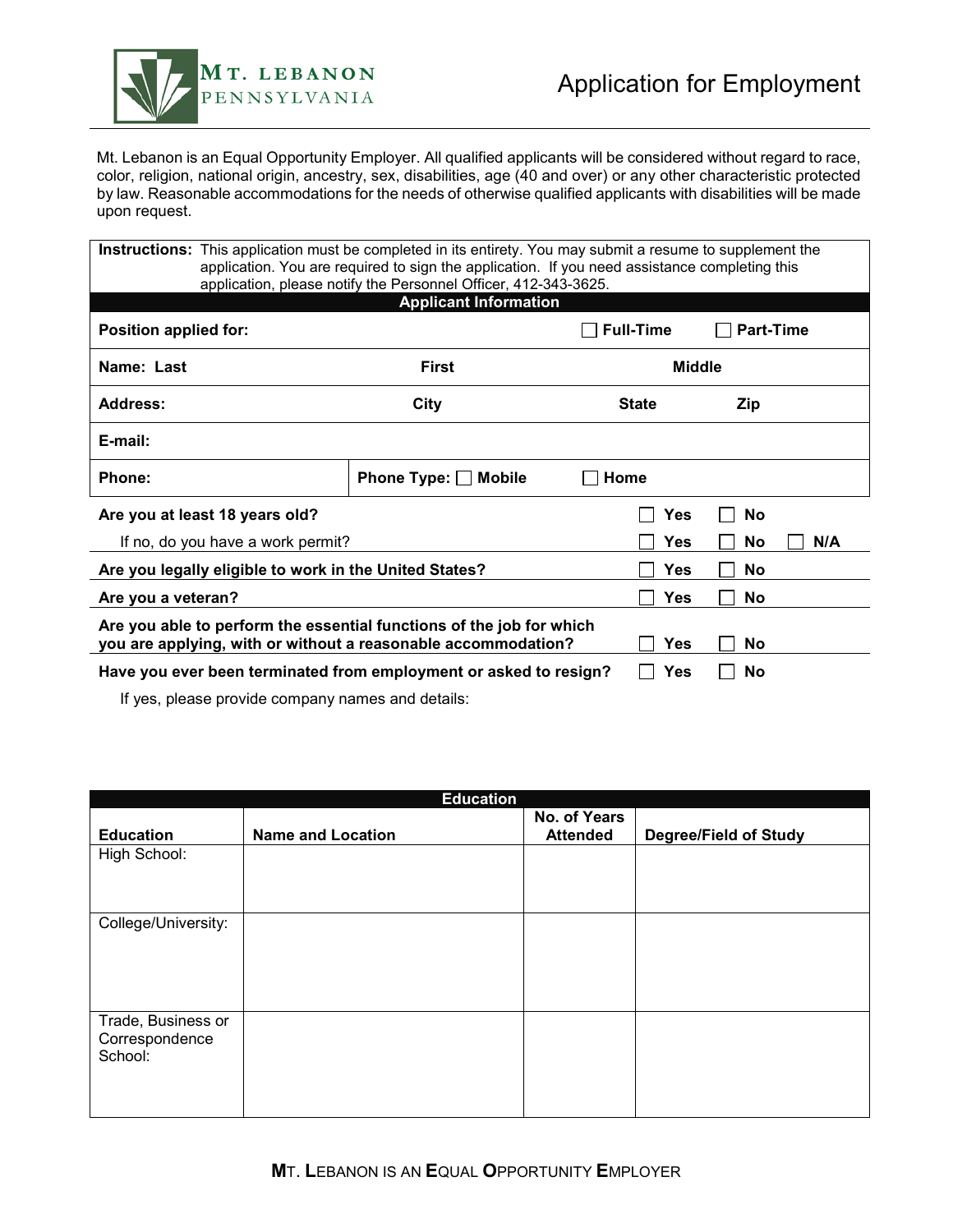MT. LEBANON
PENNSYLVANIA

# Application for Employment

Mt. Lebanon is an Equal Opportunity Employer. All qualified applicants will be considered without regard to race, color, religion, national origin, ancestry, sex, disabilities, age (40 and over) or any other characteristic protected by law. Reasonable accommodations for the needs of otherwise qualified applicants with disabilities will be made upon request.

**Instructions:** This application must be completed in its entirety. You may submit a resume to supplement the application. You are required to sign the application. If you need assistance completing this application, please notify the Personnel Officer, 412-343-3625.

## Applicant Information

| | | | |
|---|---|---|---|
| **Position applied for:** | | ☐ **Full-Time** | ☐ **Part-Time** |
| **Name: Last** | **First** | **Middle** | |
| **Address:** | **City** | **State** | **Zip** |
| **E-mail:** | | | |
| **Phone:** | **Phone Type:** ☐ **Mobile** | ☐ **Home** | |

| | | | |
|---|---|---|---|
| **Are you at least 18 years old?** | ☐ **Yes** | ☐ **No** | |
| If no, do you have a work permit? | ☐ **Yes** | ☐ **No** | ☐ **N/A** |
| **Are you legally eligible to work in the United States?** | ☐ **Yes** | ☐ **No** | |
| **Are you a veteran?** | ☐ **Yes** | ☐ **No** | |
| **Are you able to perform the essential functions of the job for which you are applying, with or without a reasonable accommodation?** | ☐ **Yes** | ☐ **No** | |
| **Have you ever been terminated from employment or asked to resign?** | ☐ **Yes** | ☐ **No** | |

If yes, please provide company names and details:

## Education

| **Education** | **Name and Location** | **No. of Years Attended** | **Degree/Field of Study** |
|---|---|---|---|
| High School: | | | |
| College/University: | | | |
| Trade, Business or Correspondence School: | | | |

**MT. LEBANON IS AN EQUAL OPPORTUNITY EMPLOYER**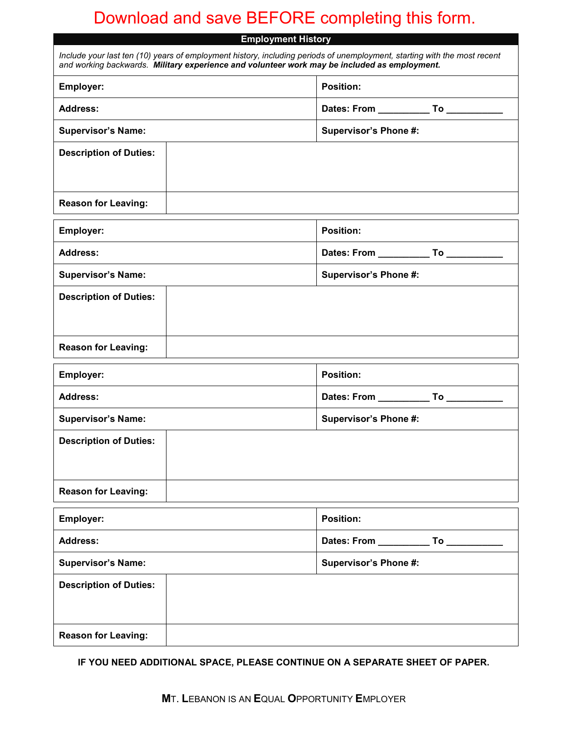Download and save BEFORE completing this form.

## Employment History

*Include your last ten (10) years of employment history, including periods of unemployment, starting with the most recent and working backwards.* ***Military experience and volunteer work may be included as employment.***

| **Employer:** | **Position:** |
|---|---|
| **Address:** | **Dates: From _________ To __________** |
| **Supervisor's Name:** | **Supervisor's Phone #:** |
| **Description of Duties:** | |
| **Reason for Leaving:** | |

| **Employer:** | **Position:** |
|---|---|
| **Address:** | **Dates: From _________ To __________** |
| **Supervisor's Name:** | **Supervisor's Phone #:** |
| **Description of Duties:** | |
| **Reason for Leaving:** | |

| **Employer:** | **Position:** |
|---|---|
| **Address:** | **Dates: From _________ To __________** |
| **Supervisor's Name:** | **Supervisor's Phone #:** |
| **Description of Duties:** | |
| **Reason for Leaving:** | |

| **Employer:** | **Position:** |
|---|---|
| **Address:** | **Dates: From _________ To __________** |
| **Supervisor's Name:** | **Supervisor's Phone #:** |
| **Description of Duties:** | |
| **Reason for Leaving:** | |

**IF YOU NEED ADDITIONAL SPACE, PLEASE CONTINUE ON A SEPARATE SHEET OF PAPER.**

MT. LEBANON IS AN EQUAL OPPORTUNITY EMPLOYER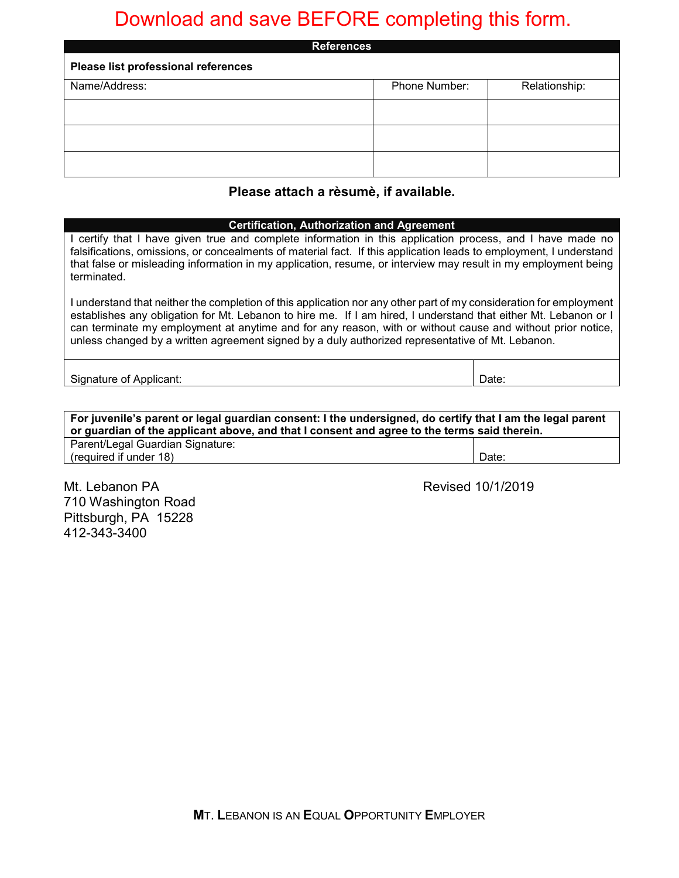Download and save BEFORE completing this form.

## References

**Please list professional references**

| Name/Address: | Phone Number: | Relationship: |
| --- | --- | --- |
| | | |
| | | |
| | | |

**Please attach a rèsumè, if available.**

## Certification, Authorization and Agreement

I certify that I have given true and complete information in this application process, and I have made no falsifications, omissions, or concealments of material fact. If this application leads to employment, I understand that false or misleading information in my application, resume, or interview may result in my employment being terminated.

I understand that neither the completion of this application nor any other part of my consideration for employment establishes any obligation for Mt. Lebanon to hire me. If I am hired, I understand that either Mt. Lebanon or I can terminate my employment at anytime and for any reason, with or without cause and without prior notice, unless changed by a written agreement signed by a duly authorized representative of Mt. Lebanon.

| | |
| --- | --- |
| Signature of Applicant: | Date: |

**For juvenile's parent or legal guardian consent: I the undersigned, do certify that I am the legal parent or guardian of the applicant above, and that I consent and agree to the terms said therein.**

| | |
| --- | --- |
| Parent/Legal Guardian Signature: (required if under 18) | Date: |

Mt. Lebanon PA
710 Washington Road
Pittsburgh, PA 15228
412-343-3400

Revised 10/1/2019

MT. LEBANON IS AN EQUAL OPPORTUNITY EMPLOYER